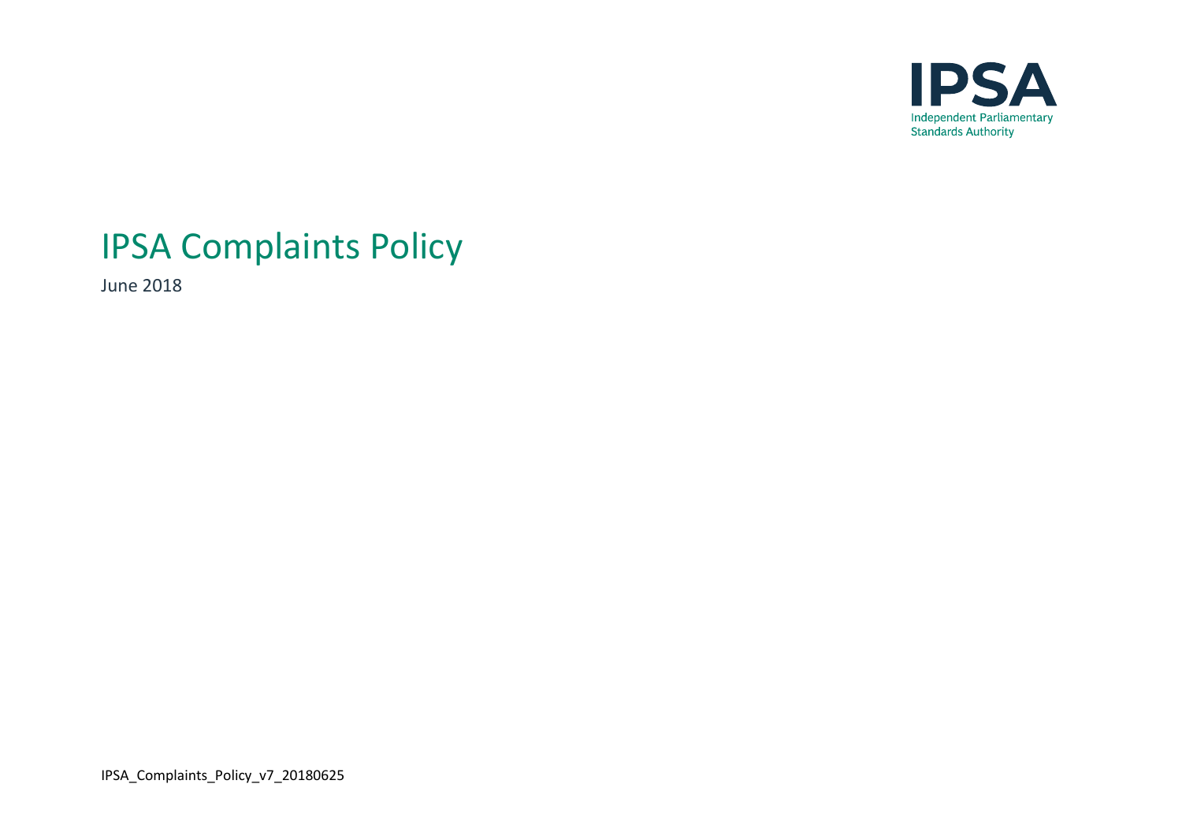IPSA

Independent Parliamentary Standards Authority

# IPSA Complaints Policy

June 2018

IPSA_Complaints_Policy_v7_20180625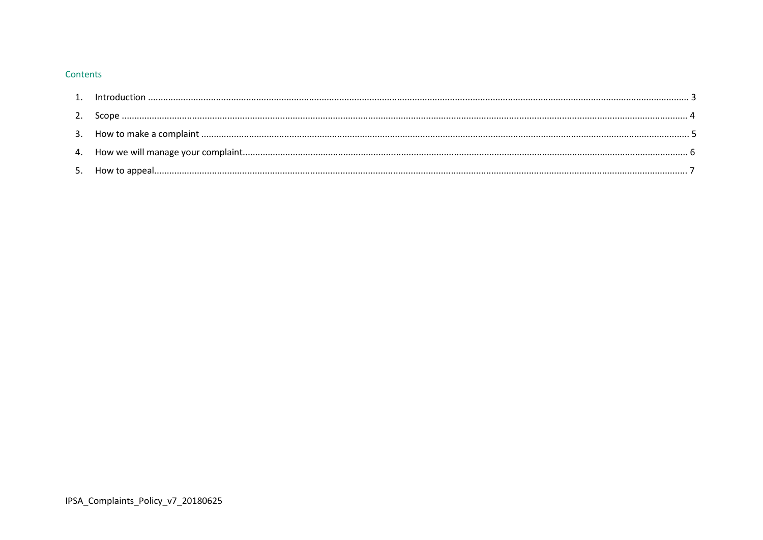## Contents

1. Introduction .......... 3
2. Scope .......... 4
3. How to make a complaint .......... 5
4. How we will manage your complaint .......... 6
5. How to appeal .......... 7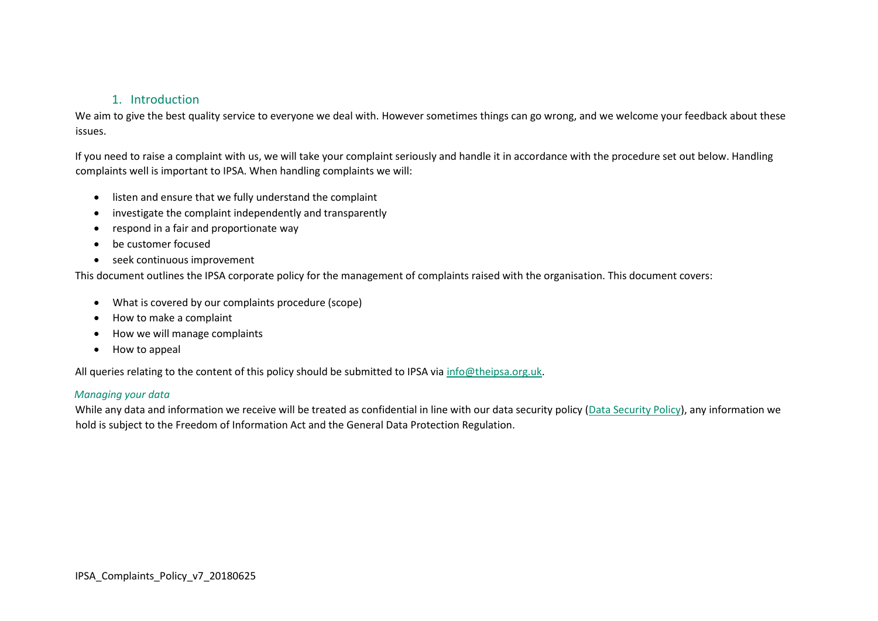## 1. Introduction

We aim to give the best quality service to everyone we deal with. However sometimes things can go wrong, and we welcome your feedback about these issues.

If you need to raise a complaint with us, we will take your complaint seriously and handle it in accordance with the procedure set out below. Handling complaints well is important to IPSA. When handling complaints we will:

- listen and ensure that we fully understand the complaint
- investigate the complaint independently and transparently
- respond in a fair and proportionate way
- be customer focused
- seek continuous improvement

This document outlines the IPSA corporate policy for the management of complaints raised with the organisation. This document covers:

- What is covered by our complaints procedure (scope)
- How to make a complaint
- How we will manage complaints
- How to appeal

All queries relating to the content of this policy should be submitted to IPSA via info@theipsa.org.uk.

*Managing your data*

While any data and information we receive will be treated as confidential in line with our data security policy (Data Security Policy), any information we hold is subject to the Freedom of Information Act and the General Data Protection Regulation.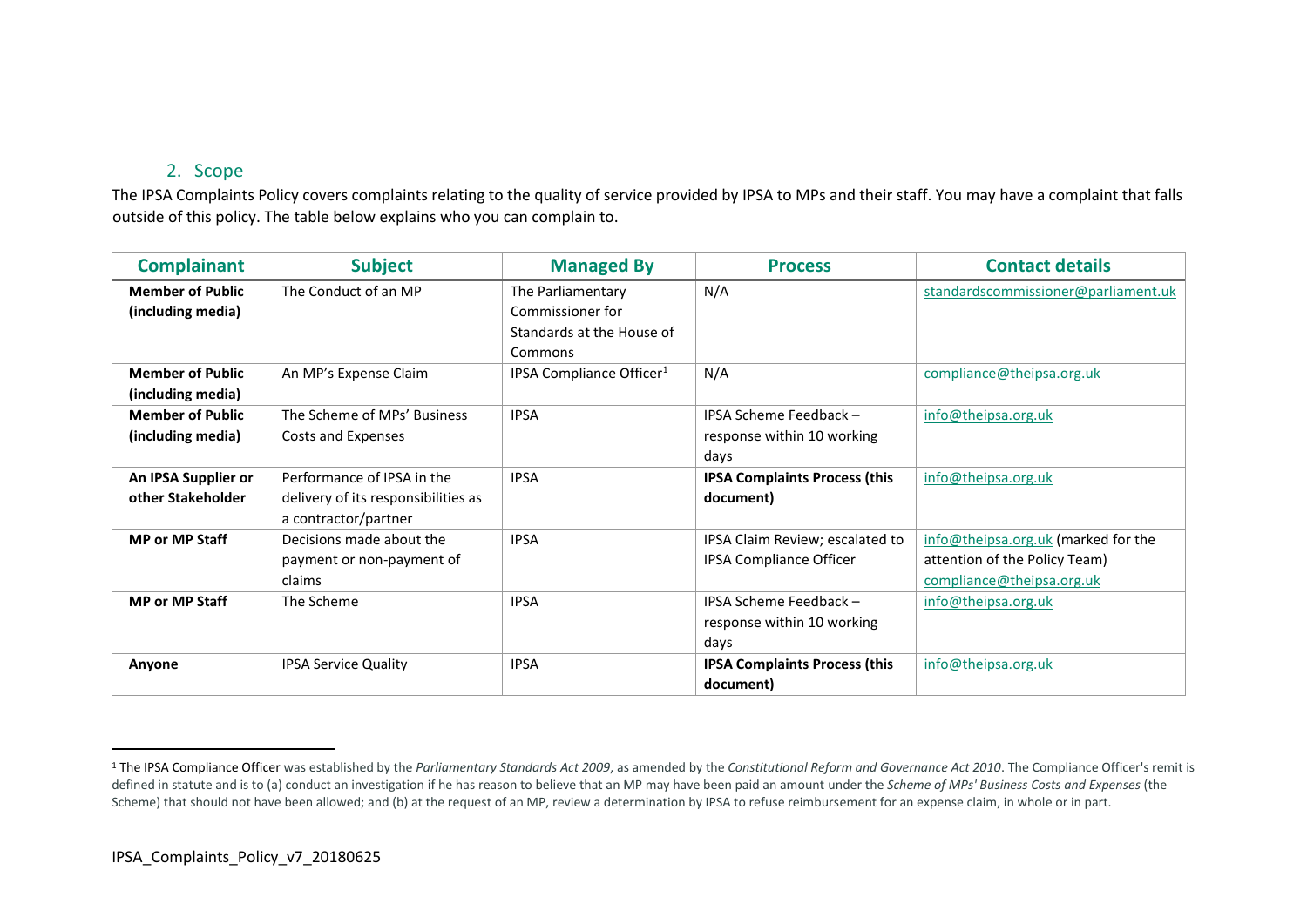## 2. Scope

The IPSA Complaints Policy covers complaints relating to the quality of service provided by IPSA to MPs and their staff. You may have a complaint that falls outside of this policy. The table below explains who you can complain to.

| Complainant | Subject | Managed By | Process | Contact details |
|---|---|---|---|---|
| **Member of Public (including media)** | The Conduct of an MP | The Parliamentary Commissioner for Standards at the House of Commons | N/A | standardscommissioner@parliament.uk |
| **Member of Public (including media)** | An MP's Expense Claim | IPSA Compliance Officer[1] | N/A | compliance@theipsa.org.uk |
| **Member of Public (including media)** | The Scheme of MPs' Business Costs and Expenses | IPSA | IPSA Scheme Feedback – response within 10 working days | info@theipsa.org.uk |
| **An IPSA Supplier or other Stakeholder** | Performance of IPSA in the delivery of its responsibilities as a contractor/partner | IPSA | **IPSA Complaints Process (this document)** | info@theipsa.org.uk |
| **MP or MP Staff** | Decisions made about the payment or non-payment of claims | IPSA | IPSA Claim Review; escalated to IPSA Compliance Officer | info@theipsa.org.uk (marked for the attention of the Policy Team) compliance@theipsa.org.uk |
| **MP or MP Staff** | The Scheme | IPSA | IPSA Scheme Feedback – response within 10 working days | info@theipsa.org.uk |
| **Anyone** | IPSA Service Quality | IPSA | **IPSA Complaints Process (this document)** | info@theipsa.org.uk |

[1] The IPSA Compliance Officer was established by the *Parliamentary Standards Act 2009*, as amended by the *Constitutional Reform and Governance Act 2010*. The Compliance Officer's remit is defined in statute and is to (a) conduct an investigation if he has reason to believe that an MP may have been paid an amount under the *Scheme of MPs' Business Costs and Expenses* (the Scheme) that should not have been allowed; and (b) at the request of an MP, review a determination by IPSA to refuse reimbursement for an expense claim, in whole or in part.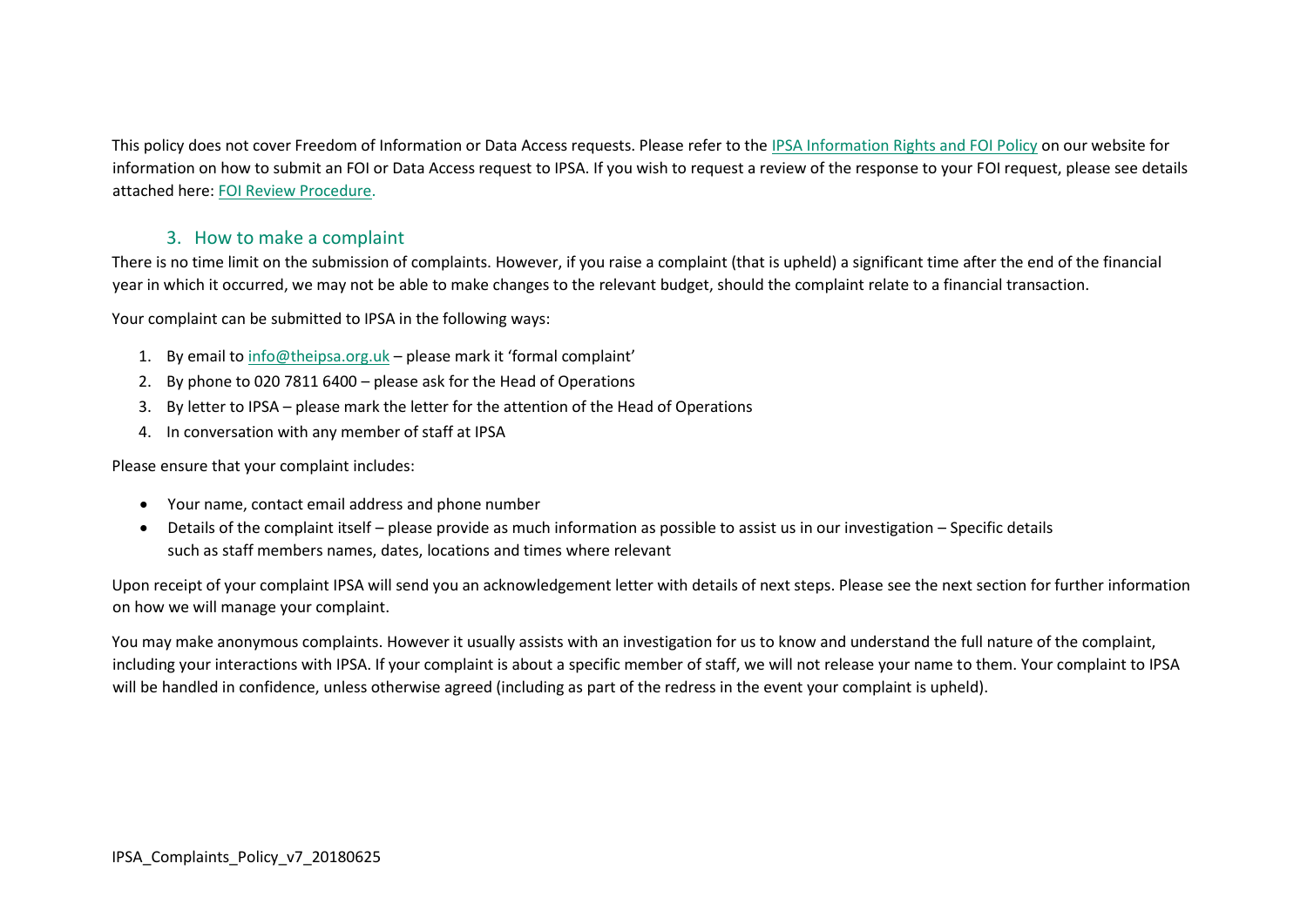This policy does not cover Freedom of Information or Data Access requests. Please refer to the [IPSA Information Rights and FOI Policy] on our website for information on how to submit an FOI or Data Access request to IPSA. If you wish to request a review of the response to your FOI request, please see details attached here: [FOI Review Procedure].

## 3. How to make a complaint

There is no time limit on the submission of complaints. However, if you raise a complaint (that is upheld) a significant time after the end of the financial year in which it occurred, we may not be able to make changes to the relevant budget, should the complaint relate to a financial transaction.

Your complaint can be submitted to IPSA in the following ways:

1. By email to info@theipsa.org.uk – please mark it 'formal complaint'
2. By phone to 020 7811 6400 – please ask for the Head of Operations
3. By letter to IPSA – please mark the letter for the attention of the Head of Operations
4. In conversation with any member of staff at IPSA

Please ensure that your complaint includes:

- Your name, contact email address and phone number
- Details of the complaint itself – please provide as much information as possible to assist us in our investigation – Specific details such as staff members names, dates, locations and times where relevant

Upon receipt of your complaint IPSA will send you an acknowledgement letter with details of next steps. Please see the next section for further information on how we will manage your complaint.

You may make anonymous complaints. However it usually assists with an investigation for us to know and understand the full nature of the complaint, including your interactions with IPSA. If your complaint is about a specific member of staff, we will not release your name to them. Your complaint to IPSA will be handled in confidence, unless otherwise agreed (including as part of the redress in the event your complaint is upheld).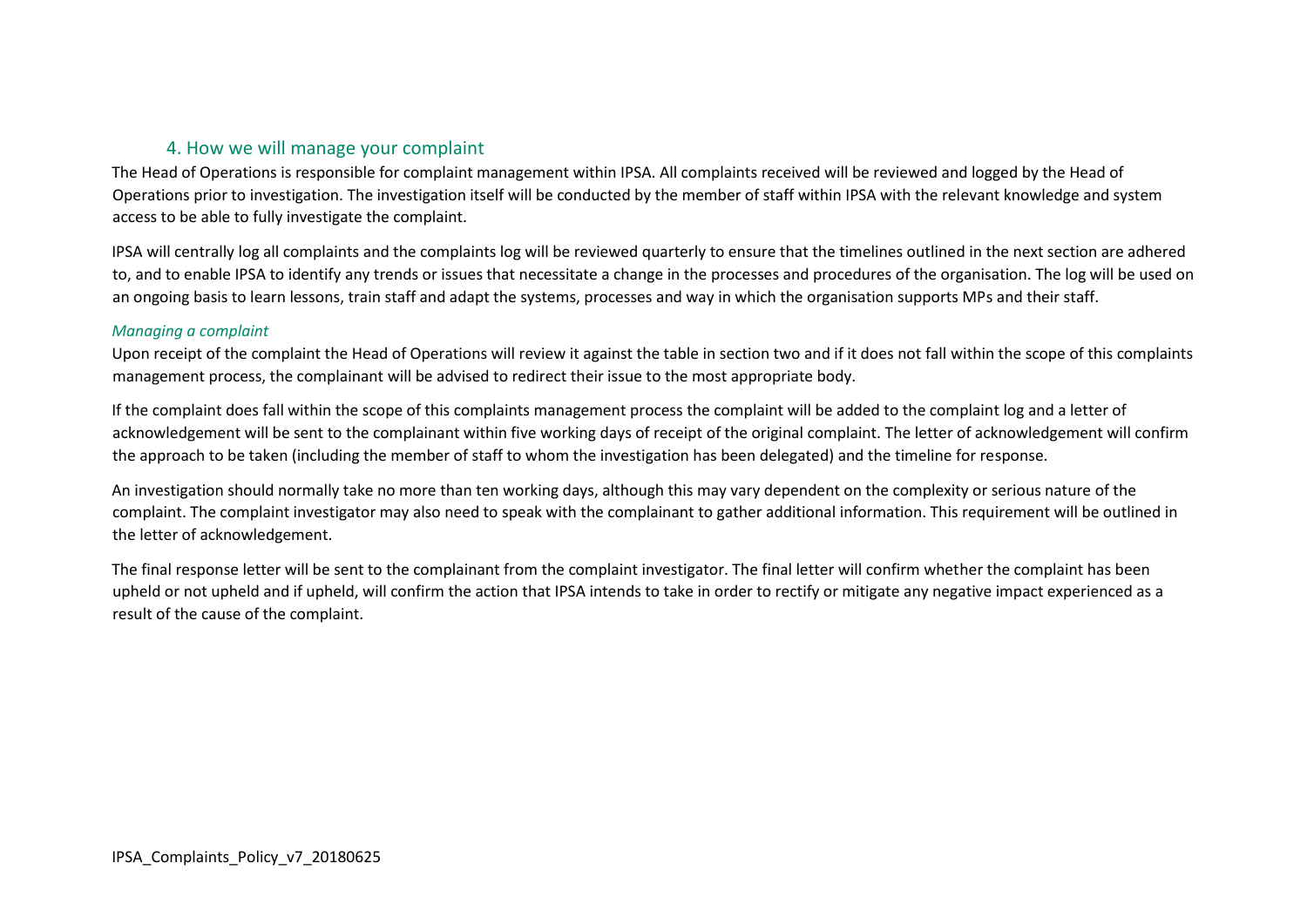## 4. How we will manage your complaint

The Head of Operations is responsible for complaint management within IPSA. All complaints received will be reviewed and logged by the Head of Operations prior to investigation. The investigation itself will be conducted by the member of staff within IPSA with the relevant knowledge and system access to be able to fully investigate the complaint.

IPSA will centrally log all complaints and the complaints log will be reviewed quarterly to ensure that the timelines outlined in the next section are adhered to, and to enable IPSA to identify any trends or issues that necessitate a change in the processes and procedures of the organisation. The log will be used on an ongoing basis to learn lessons, train staff and adapt the systems, processes and way in which the organisation supports MPs and their staff.

### *Managing a complaint*

Upon receipt of the complaint the Head of Operations will review it against the table in section two and if it does not fall within the scope of this complaints management process, the complainant will be advised to redirect their issue to the most appropriate body.

If the complaint does fall within the scope of this complaints management process the complaint will be added to the complaint log and a letter of acknowledgement will be sent to the complainant within five working days of receipt of the original complaint. The letter of acknowledgement will confirm the approach to be taken (including the member of staff to whom the investigation has been delegated) and the timeline for response.

An investigation should normally take no more than ten working days, although this may vary dependent on the complexity or serious nature of the complaint. The complaint investigator may also need to speak with the complainant to gather additional information. This requirement will be outlined in the letter of acknowledgement.

The final response letter will be sent to the complainant from the complaint investigator. The final letter will confirm whether the complaint has been upheld or not upheld and if upheld, will confirm the action that IPSA intends to take in order to rectify or mitigate any negative impact experienced as a result of the cause of the complaint.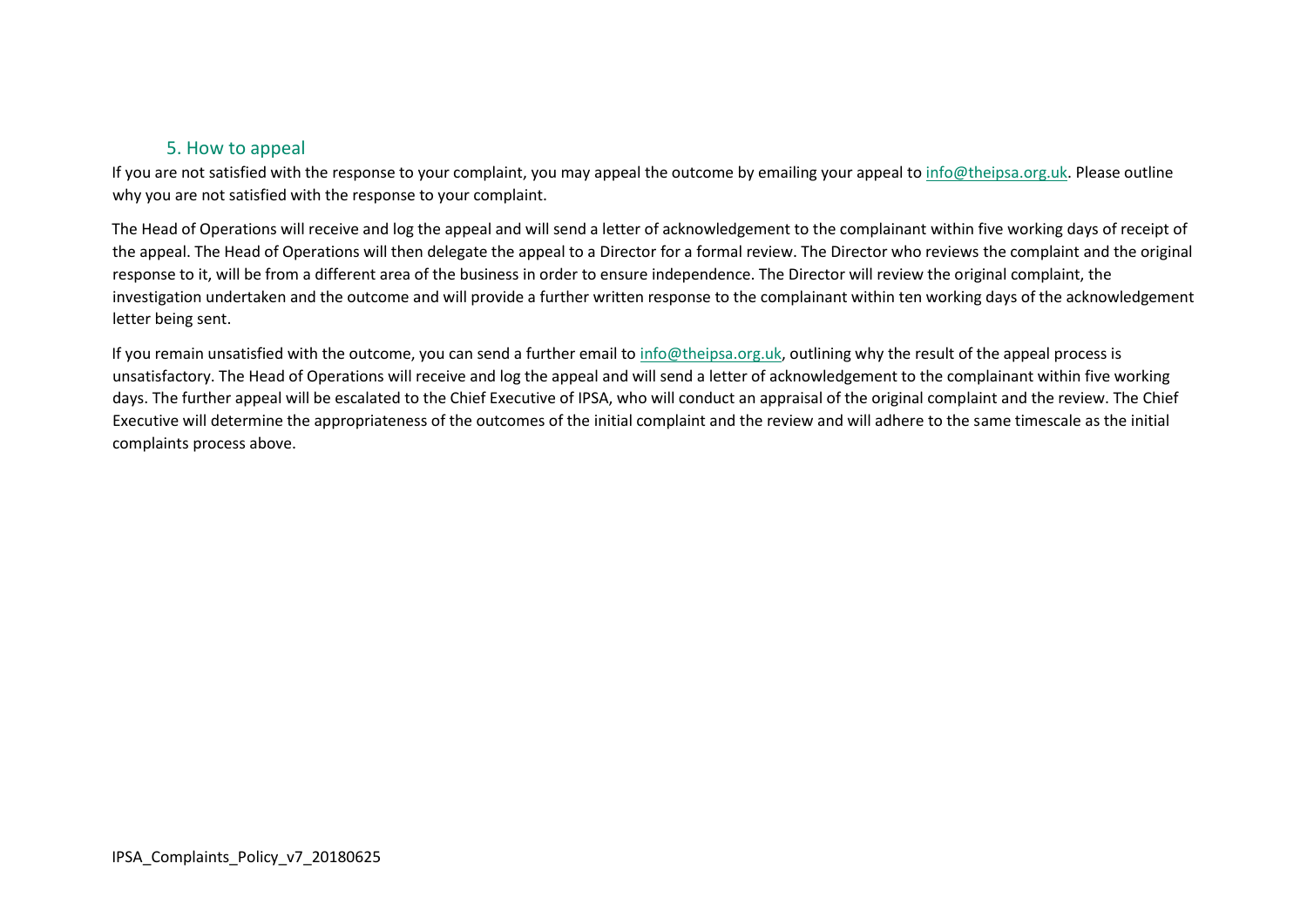## 5. How to appeal

If you are not satisfied with the response to your complaint, you may appeal the outcome by emailing your appeal to info@theipsa.org.uk. Please outline why you are not satisfied with the response to your complaint.

The Head of Operations will receive and log the appeal and will send a letter of acknowledgement to the complainant within five working days of receipt of the appeal. The Head of Operations will then delegate the appeal to a Director for a formal review. The Director who reviews the complaint and the original response to it, will be from a different area of the business in order to ensure independence. The Director will review the original complaint, the investigation undertaken and the outcome and will provide a further written response to the complainant within ten working days of the acknowledgement letter being sent.

If you remain unsatisfied with the outcome, you can send a further email to info@theipsa.org.uk, outlining why the result of the appeal process is unsatisfactory. The Head of Operations will receive and log the appeal and will send a letter of acknowledgement to the complainant within five working days. The further appeal will be escalated to the Chief Executive of IPSA, who will conduct an appraisal of the original complaint and the review. The Chief Executive will determine the appropriateness of the outcomes of the initial complaint and the review and will adhere to the same timescale as the initial complaints process above.